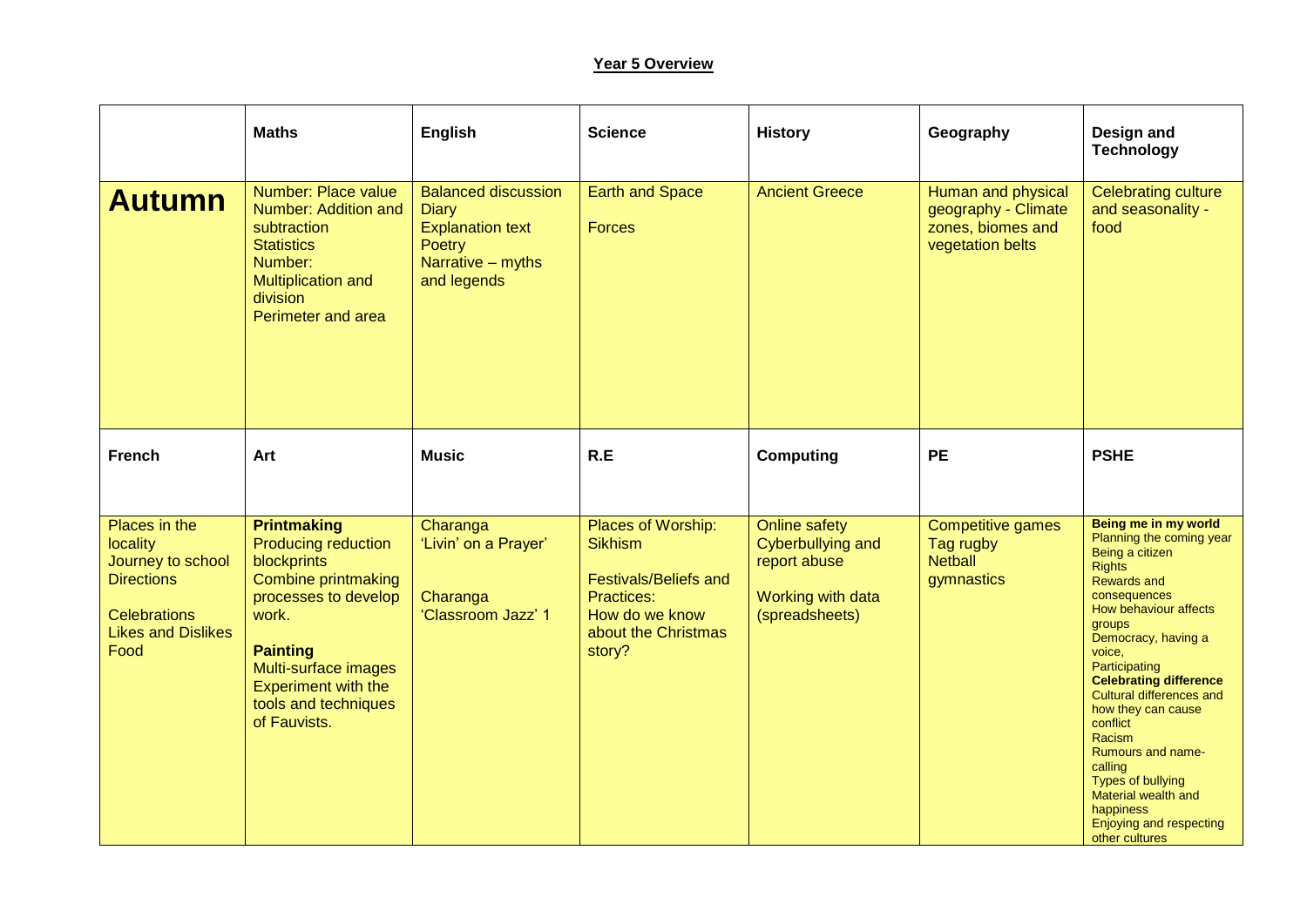**Year 5 Overview**

| | Maths | English | Science | History | Geography | Design and Technology |
|---|---|---|---|---|---|---|
| **Autumn** | Number: Place value<br>Number: Addition and subtraction<br>Statistics<br>Number: Multiplication and division<br>Perimeter and area | Balanced discussion<br>Diary<br>Explanation text<br>Poetry<br>Narrative – myths and legends | Earth and Space<br><br>Forces | Ancient Greece | Human and physical geography - Climate zones, biomes and vegetation belts | Celebrating culture and seasonality - food |
| **French** | **Art** | **Music** | **R.E** | **Computing** | **PE** | **PSHE** |
| Places in the locality<br>Journey to school<br>Directions<br><br>Celebrations<br>Likes and Dislikes<br>Food | **Printmaking**<br>Producing reduction blockprints<br>Combine printmaking processes to develop work.<br><br>**Painting**<br>Multi-surface images<br>Experiment with the tools and techniques of Fauvists. | Charanga<br>'Livin' on a Prayer'<br><br>Charanga<br>'Classroom Jazz' 1 | Places of Worship: Sikhism<br><br>Festivals/Beliefs and Practices:<br>How do we know about the Christmas story? | Online safety<br>Cyberbullying and report abuse<br><br>Working with data (spreadsheets) | Competitive games<br>Tag rugby<br>Netball<br>gymnastics | **Being me in my world**<br>Planning the coming year<br>Being a citizen<br>Rights<br>Rewards and consequences<br>How behaviour affects groups<br>Democracy, having a voice,<br>Participating<br>**Celebrating difference**<br>Cultural differences and how they can cause conflict<br>Racism<br>Rumours and name-calling<br>Types of bullying<br>Material wealth and happiness<br>Enjoying and respecting other cultures |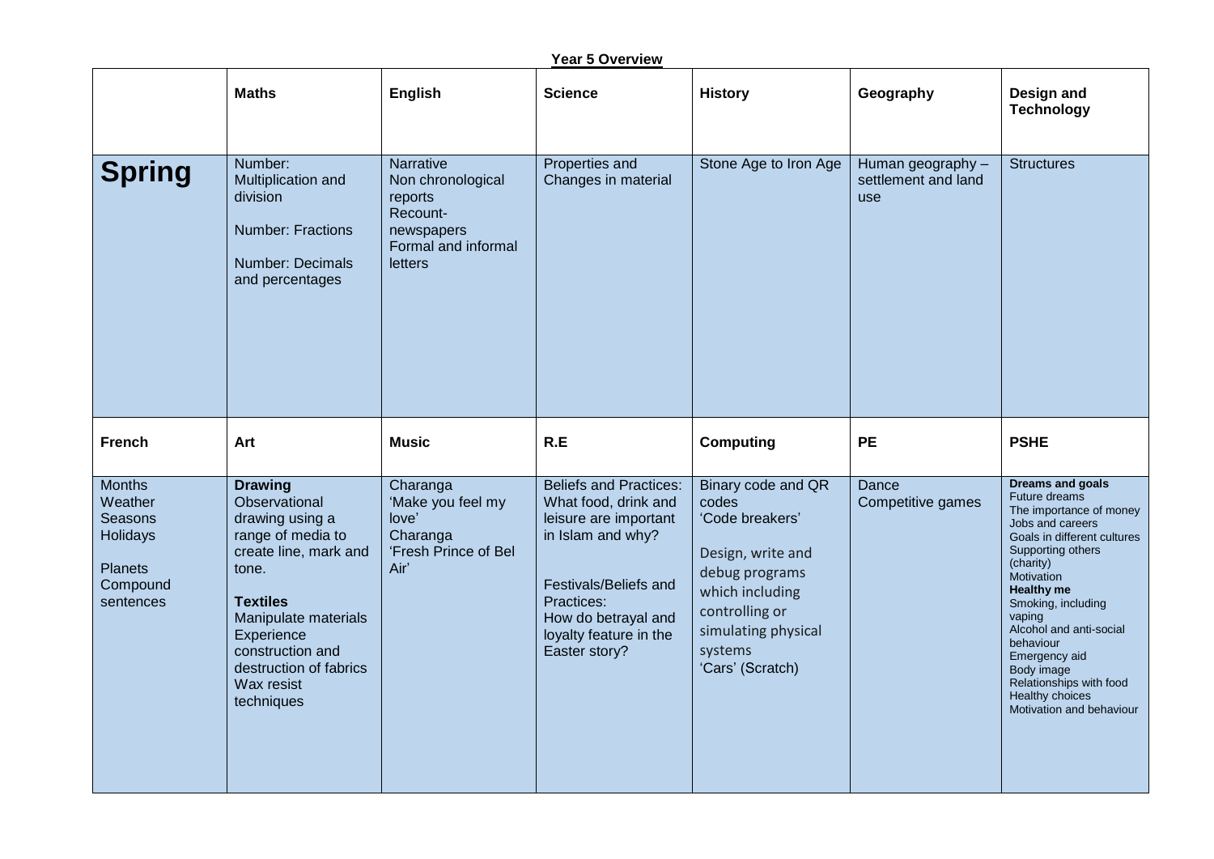**Year 5 Overview**

| | Maths | English | Science | History | Geography | Design and Technology |
|---|---|---|---|---|---|---|
| **Spring** | Number: Multiplication and division<br><br>Number: Fractions<br><br>Number: Decimals and percentages | Narrative<br>Non chronological reports<br>Recount- newspapers<br>Formal and informal letters | Properties and Changes in material | Stone Age to Iron Age | Human geography – settlement and land use | Structures |
| **French** | **Art** | **Music** | **R.E** | **Computing** | **PE** | **PSHE** |
| Months<br>Weather<br>Seasons<br>Holidays<br><br>Planets<br>Compound sentences | **Drawing**<br>Observational drawing using a range of media to create line, mark and tone.<br><br>**Textiles**<br>Manipulate materials<br>Experience construction and destruction of fabrics<br>Wax resist techniques | Charanga<br>'Make you feel my love'<br>Charanga<br>'Fresh Prince of Bel Air' | Beliefs and Practices: What food, drink and leisure are important in Islam and why?<br><br>Festivals/Beliefs and Practices:<br>How do betrayal and loyalty feature in the Easter story? | Binary code and QR codes<br>'Code breakers'<br><br>Design, write and debug programs which including controlling or simulating physical systems<br>'Cars' (Scratch) | Dance<br>Competitive games | **Dreams and goals**<br>Future dreams<br>The importance of money<br>Jobs and careers<br>Goals in different cultures<br>Supporting others (charity)<br>Motivation<br>**Healthy me**<br>Smoking, including vaping<br>Alcohol and anti-social behaviour<br>Emergency aid<br>Body image<br>Relationships with food<br>Healthy choices<br>Motivation and behaviour |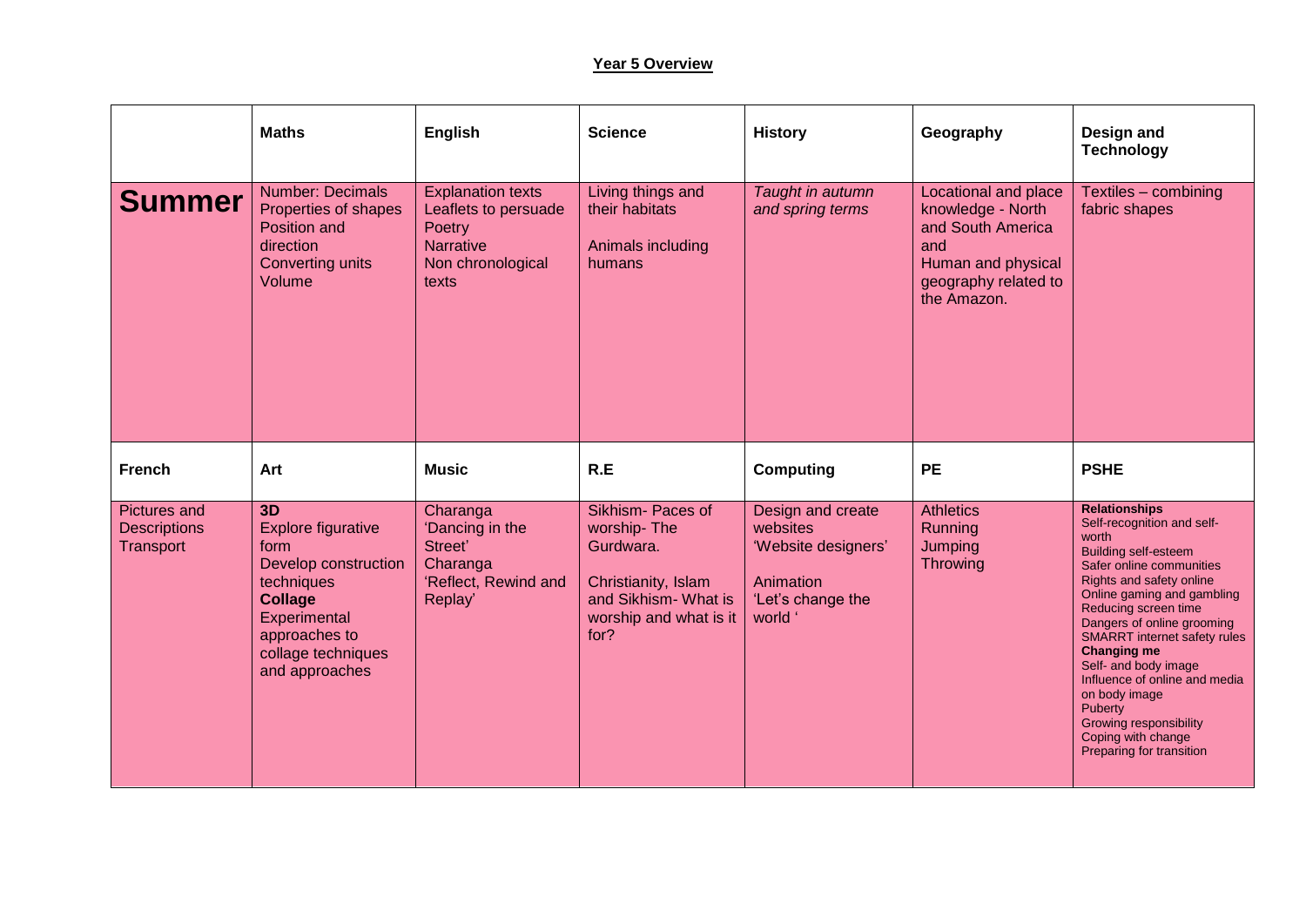**Year 5 Overview**

| | **Maths** | **English** | **Science** | **History** | **Geography** | **Design and Technology** |
|---|---|---|---|---|---|---|
| **Summer** | Number: Decimals<br>Properties of shapes<br>Position and direction<br>Converting units<br>Volume | Explanation texts<br>Leaflets to persuade<br>Poetry<br>Narrative<br>Non chronological texts | Living things and their habitats<br><br>Animals including humans | *Taught in autumn and spring terms* | Locational and place knowledge - North and South America and<br>Human and physical geography related to the Amazon. | Textiles – combining fabric shapes |
| **French** | **Art** | **Music** | **R.E** | **Computing** | **PE** | **PSHE** |
| Pictures and Descriptions<br>Transport | **3D**<br>Explore figurative form<br>Develop construction techniques<br>**Collage**<br>Experimental approaches to collage techniques and approaches | Charanga<br>'Dancing in the Street'<br>Charanga<br>'Reflect, Rewind and Replay' | Sikhism- Paces of worship- The Gurdwara.<br><br>Christianity, Islam and Sikhism- What is worship and what is it for? | Design and create websites<br>'Website designers'<br><br>Animation<br>'Let's change the world ' | Athletics<br>Running<br>Jumping<br>Throwing | **Relationships**<br>Self-recognition and self-worth<br>Building self-esteem<br>Safer online communities<br>Rights and safety online<br>Online gaming and gambling<br>Reducing screen time<br>Dangers of online grooming<br>SMARRT internet safety rules<br>**Changing me**<br>Self- and body image<br>Influence of online and media on body image<br>Puberty<br>Growing responsibility<br>Coping with change<br>Preparing for transition |